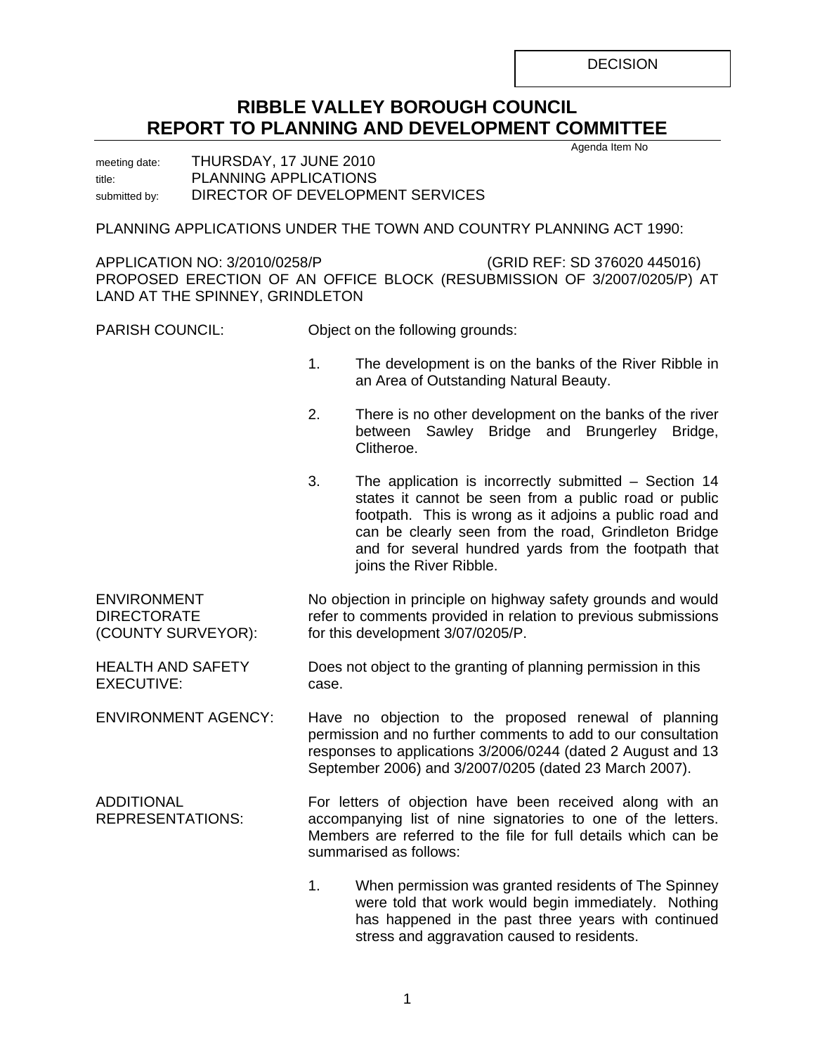DECISION

# RIBBLE VALLEY BOROUGH COUNCIL
## REPORT TO PLANNING AND DEVELOPMENT COMMITTEE

Agenda Item No

meeting date: THURSDAY, 17 JUNE 2010
title: PLANNING APPLICATIONS
submitted by: DIRECTOR OF DEVELOPMENT SERVICES

PLANNING APPLICATIONS UNDER THE TOWN AND COUNTRY PLANNING ACT 1990:

APPLICATION NO: 3/2010/0258/P (GRID REF: SD 376020 445016)
PROPOSED ERECTION OF AN OFFICE BLOCK (RESUBMISSION OF 3/2007/0205/P) AT LAND AT THE SPINNEY, GRINDLETON

PARISH COUNCIL: Object on the following grounds:

1. The development is on the banks of the River Ribble in an Area of Outstanding Natural Beauty.

2. There is no other development on the banks of the river between Sawley Bridge and Brungerley Bridge, Clitheroe.

3. The application is incorrectly submitted – Section 14 states it cannot be seen from a public road or public footpath. This is wrong as it adjoins a public road and can be clearly seen from the road, Grindleton Bridge and for several hundred yards from the footpath that joins the River Ribble.

ENVIRONMENT DIRECTORATE (COUNTY SURVEYOR): No objection in principle on highway safety grounds and would refer to comments provided in relation to previous submissions for this development 3/07/0205/P.

HEALTH AND SAFETY EXECUTIVE: Does not object to the granting of planning permission in this case.

ENVIRONMENT AGENCY: Have no objection to the proposed renewal of planning permission and no further comments to add to our consultation responses to applications 3/2006/0244 (dated 2 August and 13 September 2006) and 3/2007/0205 (dated 23 March 2007).

ADDITIONAL REPRESENTATIONS: For letters of objection have been received along with an accompanying list of nine signatories to one of the letters. Members are referred to the file for full details which can be summarised as follows:

1. When permission was granted residents of The Spinney were told that work would begin immediately. Nothing has happened in the past three years with continued stress and aggravation caused to residents.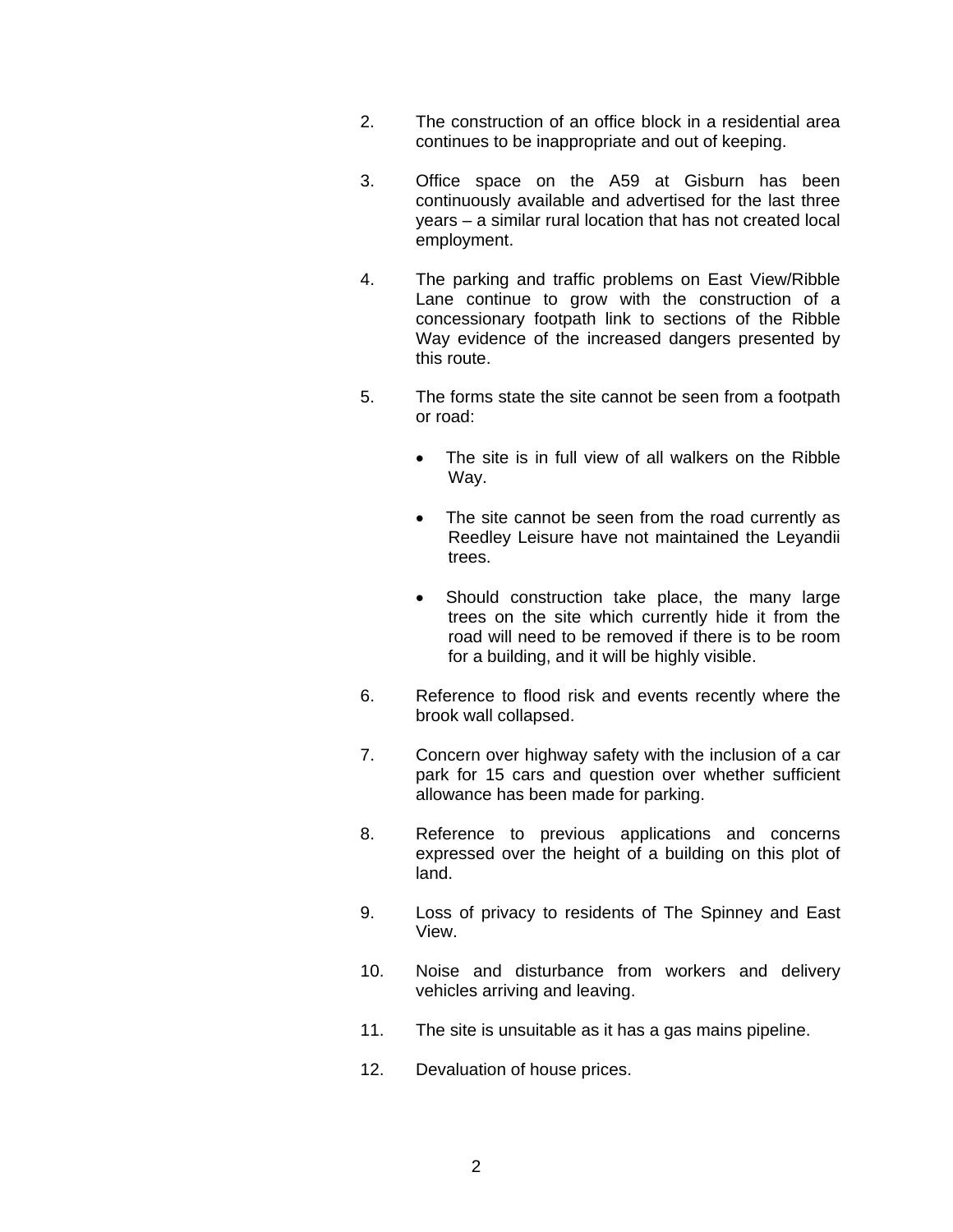2. The construction of an office block in a residential area continues to be inappropriate and out of keeping.

3. Office space on the A59 at Gisburn has been continuously available and advertised for the last three years – a similar rural location that has not created local employment.

4. The parking and traffic problems on East View/Ribble Lane continue to grow with the construction of a concessionary footpath link to sections of the Ribble Way evidence of the increased dangers presented by this route.

5. The forms state the site cannot be seen from a footpath or road:

   - The site is in full view of all walkers on the Ribble Way.

   - The site cannot be seen from the road currently as Reedley Leisure have not maintained the Leyandii trees.

   - Should construction take place, the many large trees on the site which currently hide it from the road will need to be removed if there is to be room for a building, and it will be highly visible.

6. Reference to flood risk and events recently where the brook wall collapsed.

7. Concern over highway safety with the inclusion of a car park for 15 cars and question over whether sufficient allowance has been made for parking.

8. Reference to previous applications and concerns expressed over the height of a building on this plot of land.

9. Loss of privacy to residents of The Spinney and East View.

10. Noise and disturbance from workers and delivery vehicles arriving and leaving.

11. The site is unsuitable as it has a gas mains pipeline.

12. Devaluation of house prices.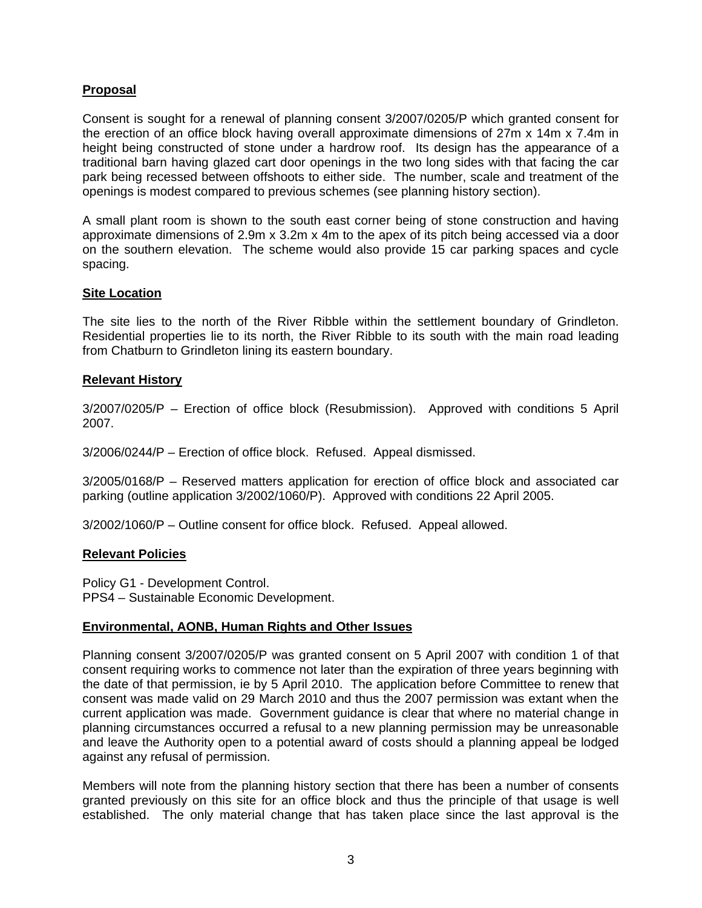## Proposal

Consent is sought for a renewal of planning consent 3/2007/0205/P which granted consent for the erection of an office block having overall approximate dimensions of 27m x 14m x 7.4m in height being constructed of stone under a hardrow roof. Its design has the appearance of a traditional barn having glazed cart door openings in the two long sides with that facing the car park being recessed between offshoots to either side. The number, scale and treatment of the openings is modest compared to previous schemes (see planning history section).

A small plant room is shown to the south east corner being of stone construction and having approximate dimensions of 2.9m x 3.2m x 4m to the apex of its pitch being accessed via a door on the southern elevation. The scheme would also provide 15 car parking spaces and cycle spacing.

## Site Location

The site lies to the north of the River Ribble within the settlement boundary of Grindleton. Residential properties lie to its north, the River Ribble to its south with the main road leading from Chatburn to Grindleton lining its eastern boundary.

## Relevant History

3/2007/0205/P – Erection of office block (Resubmission). Approved with conditions 5 April 2007.

3/2006/0244/P – Erection of office block. Refused. Appeal dismissed.

3/2005/0168/P – Reserved matters application for erection of office block and associated car parking (outline application 3/2002/1060/P). Approved with conditions 22 April 2005.

3/2002/1060/P – Outline consent for office block. Refused. Appeal allowed.

## Relevant Policies

Policy G1 - Development Control.
PPS4 – Sustainable Economic Development.

## Environmental, AONB, Human Rights and Other Issues

Planning consent 3/2007/0205/P was granted consent on 5 April 2007 with condition 1 of that consent requiring works to commence not later than the expiration of three years beginning with the date of that permission, ie by 5 April 2010. The application before Committee to renew that consent was made valid on 29 March 2010 and thus the 2007 permission was extant when the current application was made. Government guidance is clear that where no material change in planning circumstances occurred a refusal to a new planning permission may be unreasonable and leave the Authority open to a potential award of costs should a planning appeal be lodged against any refusal of permission.

Members will note from the planning history section that there has been a number of consents granted previously on this site for an office block and thus the principle of that usage is well established. The only material change that has taken place since the last approval is the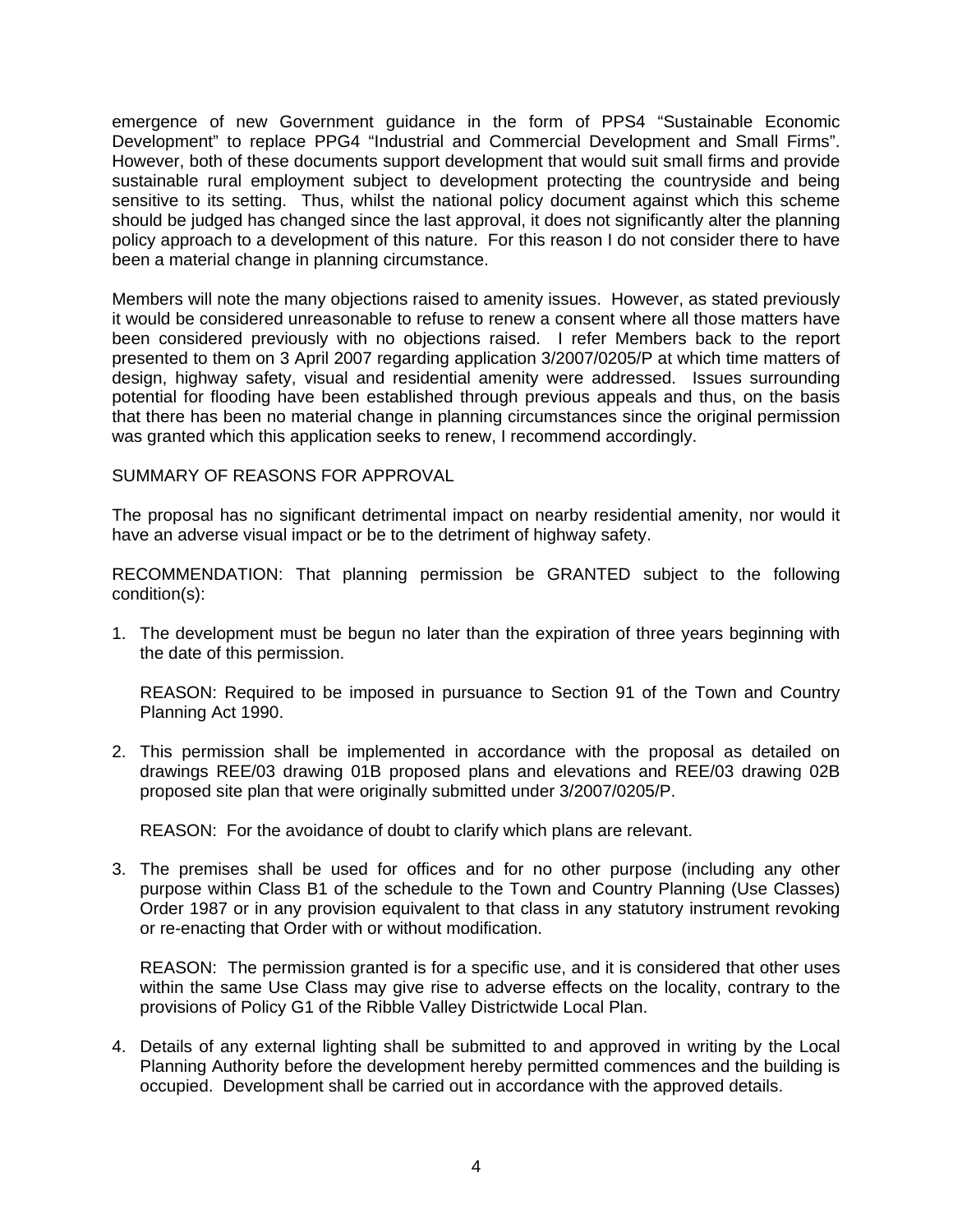emergence of new Government guidance in the form of PPS4 "Sustainable Economic Development" to replace PPG4 "Industrial and Commercial Development and Small Firms". However, both of these documents support development that would suit small firms and provide sustainable rural employment subject to development protecting the countryside and being sensitive to its setting. Thus, whilst the national policy document against which this scheme should be judged has changed since the last approval, it does not significantly alter the planning policy approach to a development of this nature. For this reason I do not consider there to have been a material change in planning circumstance.

Members will note the many objections raised to amenity issues. However, as stated previously it would be considered unreasonable to refuse to renew a consent where all those matters have been considered previously with no objections raised. I refer Members back to the report presented to them on 3 April 2007 regarding application 3/2007/0205/P at which time matters of design, highway safety, visual and residential amenity were addressed. Issues surrounding potential for flooding have been established through previous appeals and thus, on the basis that there has been no material change in planning circumstances since the original permission was granted which this application seeks to renew, I recommend accordingly.

SUMMARY OF REASONS FOR APPROVAL

The proposal has no significant detrimental impact on nearby residential amenity, nor would it have an adverse visual impact or be to the detriment of highway safety.

RECOMMENDATION: That planning permission be GRANTED subject to the following condition(s):

1. The development must be begun no later than the expiration of three years beginning with the date of this permission.

   REASON: Required to be imposed in pursuance to Section 91 of the Town and Country Planning Act 1990.

2. This permission shall be implemented in accordance with the proposal as detailed on drawings REE/03 drawing 01B proposed plans and elevations and REE/03 drawing 02B proposed site plan that were originally submitted under 3/2007/0205/P.

   REASON: For the avoidance of doubt to clarify which plans are relevant.

3. The premises shall be used for offices and for no other purpose (including any other purpose within Class B1 of the schedule to the Town and Country Planning (Use Classes) Order 1987 or in any provision equivalent to that class in any statutory instrument revoking or re-enacting that Order with or without modification.

   REASON: The permission granted is for a specific use, and it is considered that other uses within the same Use Class may give rise to adverse effects on the locality, contrary to the provisions of Policy G1 of the Ribble Valley Districtwide Local Plan.

4. Details of any external lighting shall be submitted to and approved in writing by the Local Planning Authority before the development hereby permitted commences and the building is occupied. Development shall be carried out in accordance with the approved details.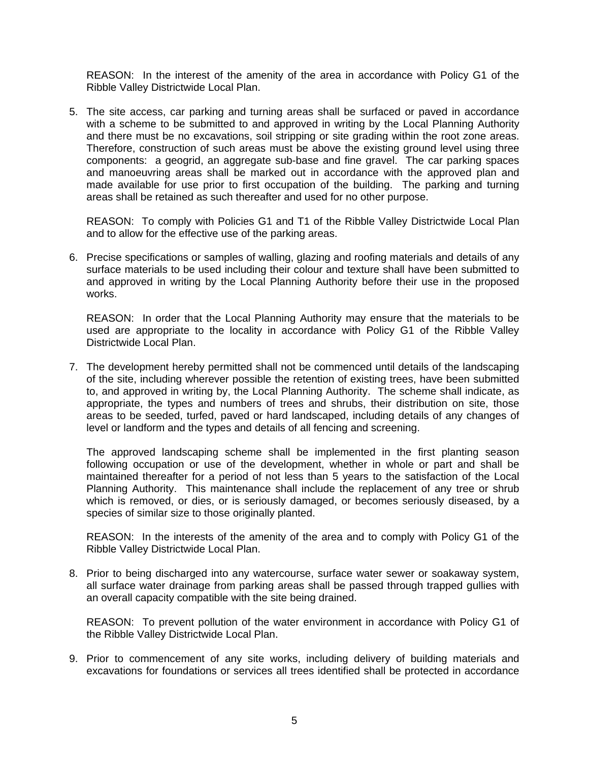REASON: In the interest of the amenity of the area in accordance with Policy G1 of the Ribble Valley Districtwide Local Plan.

5. The site access, car parking and turning areas shall be surfaced or paved in accordance with a scheme to be submitted to and approved in writing by the Local Planning Authority and there must be no excavations, soil stripping or site grading within the root zone areas. Therefore, construction of such areas must be above the existing ground level using three components: a geogrid, an aggregate sub-base and fine gravel. The car parking spaces and manoeuvring areas shall be marked out in accordance with the approved plan and made available for use prior to first occupation of the building. The parking and turning areas shall be retained as such thereafter and used for no other purpose.

   REASON: To comply with Policies G1 and T1 of the Ribble Valley Districtwide Local Plan and to allow for the effective use of the parking areas.

6. Precise specifications or samples of walling, glazing and roofing materials and details of any surface materials to be used including their colour and texture shall have been submitted to and approved in writing by the Local Planning Authority before their use in the proposed works.

   REASON: In order that the Local Planning Authority may ensure that the materials to be used are appropriate to the locality in accordance with Policy G1 of the Ribble Valley Districtwide Local Plan.

7. The development hereby permitted shall not be commenced until details of the landscaping of the site, including wherever possible the retention of existing trees, have been submitted to, and approved in writing by, the Local Planning Authority. The scheme shall indicate, as appropriate, the types and numbers of trees and shrubs, their distribution on site, those areas to be seeded, turfed, paved or hard landscaped, including details of any changes of level or landform and the types and details of all fencing and screening.

   The approved landscaping scheme shall be implemented in the first planting season following occupation or use of the development, whether in whole or part and shall be maintained thereafter for a period of not less than 5 years to the satisfaction of the Local Planning Authority. This maintenance shall include the replacement of any tree or shrub which is removed, or dies, or is seriously damaged, or becomes seriously diseased, by a species of similar size to those originally planted.

   REASON: In the interests of the amenity of the area and to comply with Policy G1 of the Ribble Valley Districtwide Local Plan.

8. Prior to being discharged into any watercourse, surface water sewer or soakaway system, all surface water drainage from parking areas shall be passed through trapped gullies with an overall capacity compatible with the site being drained.

   REASON: To prevent pollution of the water environment in accordance with Policy G1 of the Ribble Valley Districtwide Local Plan.

9. Prior to commencement of any site works, including delivery of building materials and excavations for foundations or services all trees identified shall be protected in accordance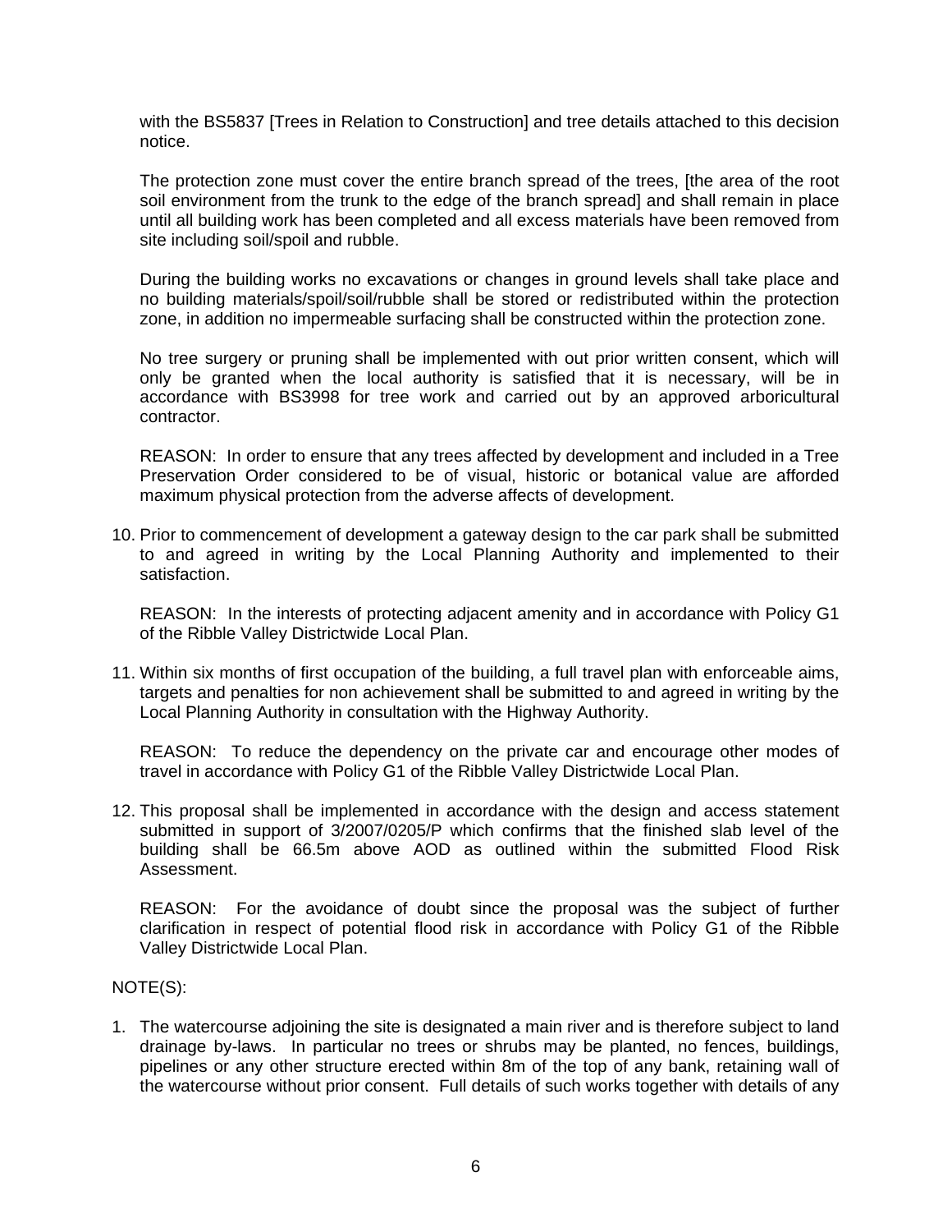with the BS5837 [Trees in Relation to Construction] and tree details attached to this decision notice.

The protection zone must cover the entire branch spread of the trees, [the area of the root soil environment from the trunk to the edge of the branch spread] and shall remain in place until all building work has been completed and all excess materials have been removed from site including soil/spoil and rubble.

During the building works no excavations or changes in ground levels shall take place and no building materials/spoil/soil/rubble shall be stored or redistributed within the protection zone, in addition no impermeable surfacing shall be constructed within the protection zone.

No tree surgery or pruning shall be implemented with out prior written consent, which will only be granted when the local authority is satisfied that it is necessary, will be in accordance with BS3998 for tree work and carried out by an approved arboricultural contractor.

REASON: In order to ensure that any trees affected by development and included in a Tree Preservation Order considered to be of visual, historic or botanical value are afforded maximum physical protection from the adverse affects of development.

10. Prior to commencement of development a gateway design to the car park shall be submitted to and agreed in writing by the Local Planning Authority and implemented to their satisfaction.

    REASON: In the interests of protecting adjacent amenity and in accordance with Policy G1 of the Ribble Valley Districtwide Local Plan.

11. Within six months of first occupation of the building, a full travel plan with enforceable aims, targets and penalties for non achievement shall be submitted to and agreed in writing by the Local Planning Authority in consultation with the Highway Authority.

    REASON: To reduce the dependency on the private car and encourage other modes of travel in accordance with Policy G1 of the Ribble Valley Districtwide Local Plan.

12. This proposal shall be implemented in accordance with the design and access statement submitted in support of 3/2007/0205/P which confirms that the finished slab level of the building shall be 66.5m above AOD as outlined within the submitted Flood Risk Assessment.

    REASON: For the avoidance of doubt since the proposal was the subject of further clarification in respect of potential flood risk in accordance with Policy G1 of the Ribble Valley Districtwide Local Plan.

NOTE(S):

1. The watercourse adjoining the site is designated a main river and is therefore subject to land drainage by-laws. In particular no trees or shrubs may be planted, no fences, buildings, pipelines or any other structure erected within 8m of the top of any bank, retaining wall of the watercourse without prior consent. Full details of such works together with details of any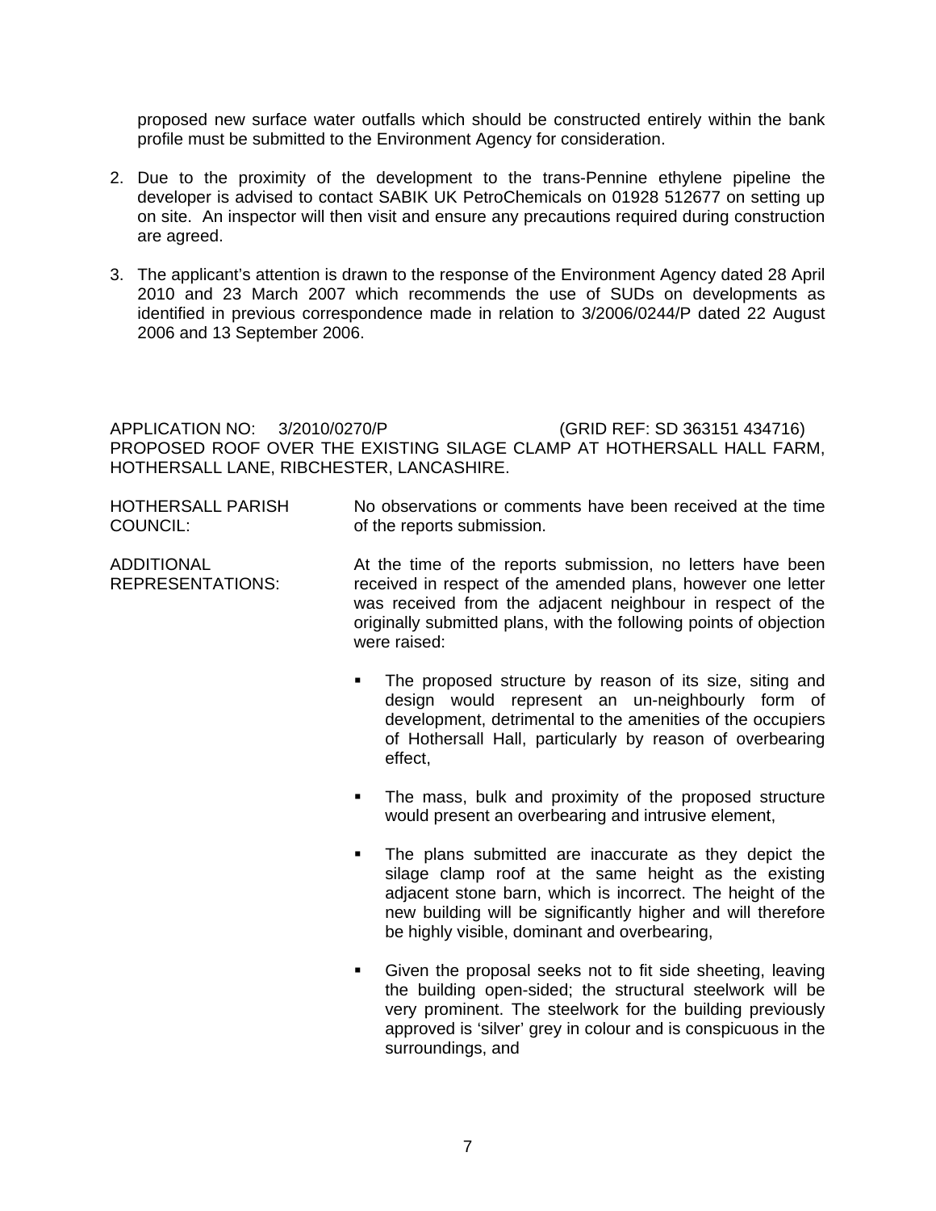proposed new surface water outfalls which should be constructed entirely within the bank profile must be submitted to the Environment Agency for consideration.

2. Due to the proximity of the development to the trans-Pennine ethylene pipeline the developer is advised to contact SABIK UK PetroChemicals on 01928 512677 on setting up on site. An inspector will then visit and ensure any precautions required during construction are agreed.

3. The applicant's attention is drawn to the response of the Environment Agency dated 28 April 2010 and 23 March 2007 which recommends the use of SUDs on developments as identified in previous correspondence made in relation to 3/2006/0244/P dated 22 August 2006 and 13 September 2006.

APPLICATION NO: 3/2010/0270/P (GRID REF: SD 363151 434716)
PROPOSED ROOF OVER THE EXISTING SILAGE CLAMP AT HOTHERSALL HALL FARM, HOTHERSALL LANE, RIBCHESTER, LANCASHIRE.

HOTHERSALL PARISH COUNCIL: No observations or comments have been received at the time of the reports submission.

ADDITIONAL REPRESENTATIONS: At the time of the reports submission, no letters have been received in respect of the amended plans, however one letter was received from the adjacent neighbour in respect of the originally submitted plans, with the following points of objection were raised:

- The proposed structure by reason of its size, siting and design would represent an un-neighbourly form of development, detrimental to the amenities of the occupiers of Hothersall Hall, particularly by reason of overbearing effect,

- The mass, bulk and proximity of the proposed structure would present an overbearing and intrusive element,

- The plans submitted are inaccurate as they depict the silage clamp roof at the same height as the existing adjacent stone barn, which is incorrect. The height of the new building will be significantly higher and will therefore be highly visible, dominant and overbearing,

- Given the proposal seeks not to fit side sheeting, leaving the building open-sided; the structural steelwork will be very prominent. The steelwork for the building previously approved is 'silver' grey in colour and is conspicuous in the surroundings, and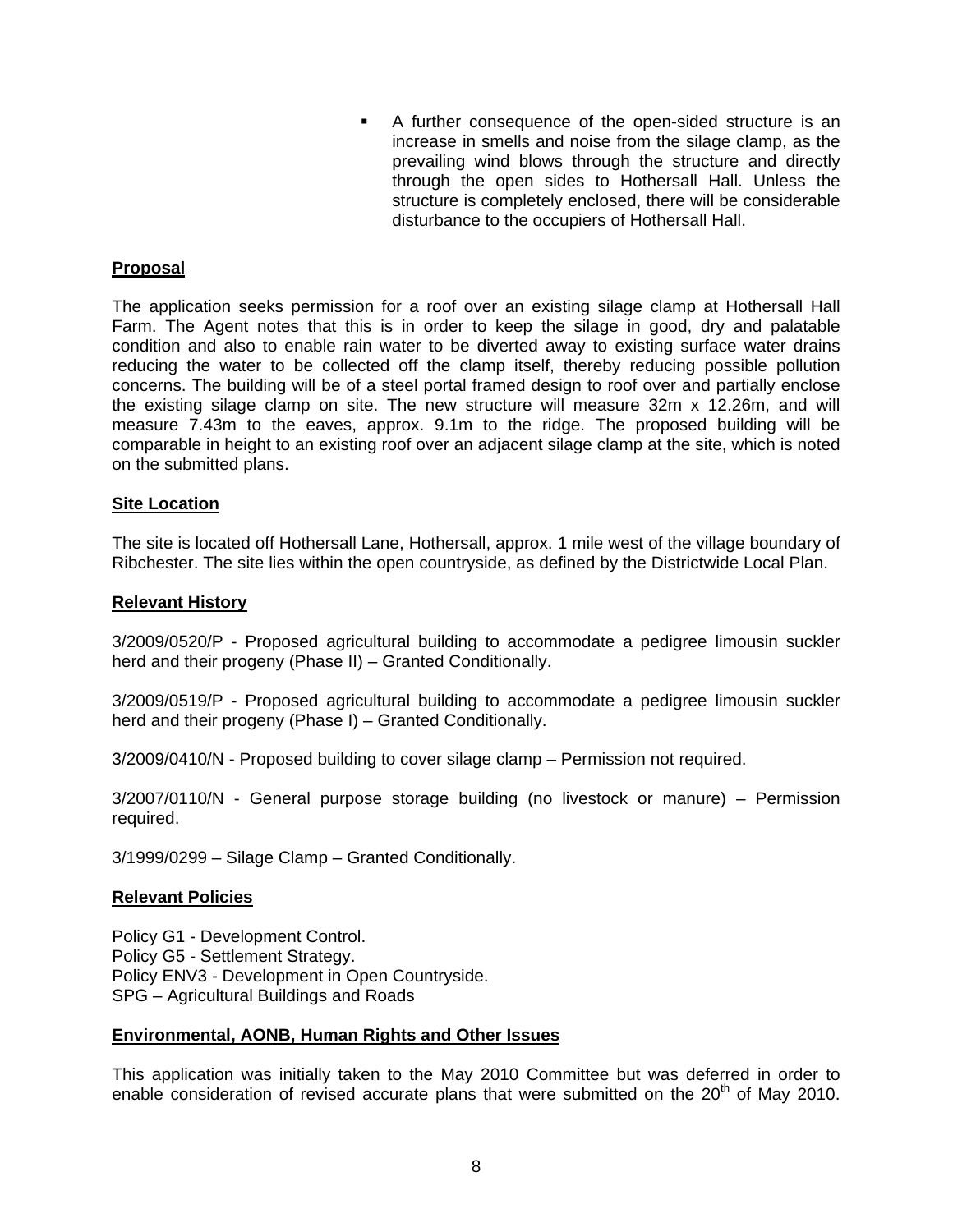- A further consequence of the open-sided structure is an increase in smells and noise from the silage clamp, as the prevailing wind blows through the structure and directly through the open sides to Hothersall Hall. Unless the structure is completely enclosed, there will be considerable disturbance to the occupiers of Hothersall Hall.

**Proposal**

The application seeks permission for a roof over an existing silage clamp at Hothersall Hall Farm. The Agent notes that this is in order to keep the silage in good, dry and palatable condition and also to enable rain water to be diverted away to existing surface water drains reducing the water to be collected off the clamp itself, thereby reducing possible pollution concerns. The building will be of a steel portal framed design to roof over and partially enclose the existing silage clamp on site. The new structure will measure 32m x 12.26m, and will measure 7.43m to the eaves, approx. 9.1m to the ridge. The proposed building will be comparable in height to an existing roof over an adjacent silage clamp at the site, which is noted on the submitted plans.

**Site Location**

The site is located off Hothersall Lane, Hothersall, approx. 1 mile west of the village boundary of Ribchester. The site lies within the open countryside, as defined by the Districtwide Local Plan.

**Relevant History**

3/2009/0520/P - Proposed agricultural building to accommodate a pedigree limousin suckler herd and their progeny (Phase II) – Granted Conditionally.

3/2009/0519/P - Proposed agricultural building to accommodate a pedigree limousin suckler herd and their progeny (Phase I) – Granted Conditionally.

3/2009/0410/N - Proposed building to cover silage clamp – Permission not required.

3/2007/0110/N - General purpose storage building (no livestock or manure) – Permission required.

3/1999/0299 – Silage Clamp – Granted Conditionally.

**Relevant Policies**

Policy G1 - Development Control.
Policy G5 - Settlement Strategy.
Policy ENV3 - Development in Open Countryside.
SPG – Agricultural Buildings and Roads

**Environmental, AONB, Human Rights and Other Issues**

This application was initially taken to the May 2010 Committee but was deferred in order to enable consideration of revised accurate plans that were submitted on the 20th of May 2010.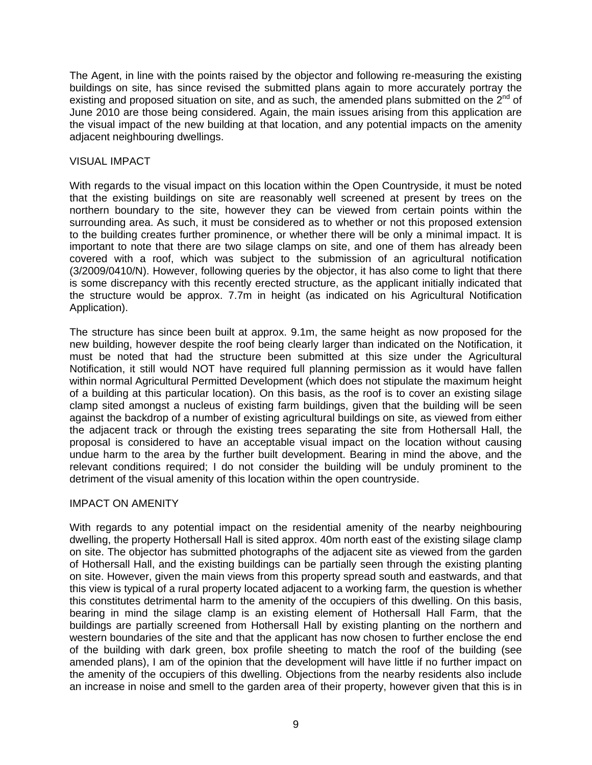The Agent, in line with the points raised by the objector and following re-measuring the existing buildings on site, has since revised the submitted plans again to more accurately portray the existing and proposed situation on site, and as such, the amended plans submitted on the 2nd of June 2010 are those being considered. Again, the main issues arising from this application are the visual impact of the new building at that location, and any potential impacts on the amenity adjacent neighbouring dwellings.

VISUAL IMPACT

With regards to the visual impact on this location within the Open Countryside, it must be noted that the existing buildings on site are reasonably well screened at present by trees on the northern boundary to the site, however they can be viewed from certain points within the surrounding area. As such, it must be considered as to whether or not this proposed extension to the building creates further prominence, or whether there will be only a minimal impact. It is important to note that there are two silage clamps on site, and one of them has already been covered with a roof, which was subject to the submission of an agricultural notification (3/2009/0410/N). However, following queries by the objector, it has also come to light that there is some discrepancy with this recently erected structure, as the applicant initially indicated that the structure would be approx. 7.7m in height (as indicated on his Agricultural Notification Application).

The structure has since been built at approx. 9.1m, the same height as now proposed for the new building, however despite the roof being clearly larger than indicated on the Notification, it must be noted that had the structure been submitted at this size under the Agricultural Notification, it still would NOT have required full planning permission as it would have fallen within normal Agricultural Permitted Development (which does not stipulate the maximum height of a building at this particular location). On this basis, as the roof is to cover an existing silage clamp sited amongst a nucleus of existing farm buildings, given that the building will be seen against the backdrop of a number of existing agricultural buildings on site, as viewed from either the adjacent track or through the existing trees separating the site from Hothersall Hall, the proposal is considered to have an acceptable visual impact on the location without causing undue harm to the area by the further built development. Bearing in mind the above, and the relevant conditions required; I do not consider the building will be unduly prominent to the detriment of the visual amenity of this location within the open countryside.

IMPACT ON AMENITY

With regards to any potential impact on the residential amenity of the nearby neighbouring dwelling, the property Hothersall Hall is sited approx. 40m north east of the existing silage clamp on site. The objector has submitted photographs of the adjacent site as viewed from the garden of Hothersall Hall, and the existing buildings can be partially seen through the existing planting on site. However, given the main views from this property spread south and eastwards, and that this view is typical of a rural property located adjacent to a working farm, the question is whether this constitutes detrimental harm to the amenity of the occupiers of this dwelling. On this basis, bearing in mind the silage clamp is an existing element of Hothersall Hall Farm, that the buildings are partially screened from Hothersall Hall by existing planting on the northern and western boundaries of the site and that the applicant has now chosen to further enclose the end of the building with dark green, box profile sheeting to match the roof of the building (see amended plans), I am of the opinion that the development will have little if no further impact on the amenity of the occupiers of this dwelling. Objections from the nearby residents also include an increase in noise and smell to the garden area of their property, however given that this is in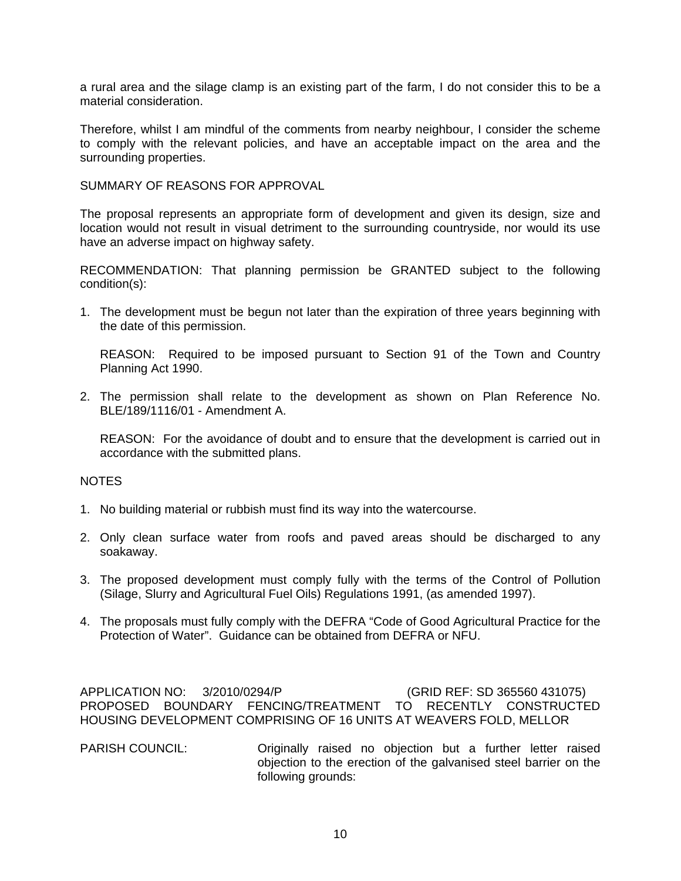a rural area and the silage clamp is an existing part of the farm, I do not consider this to be a material consideration.

Therefore, whilst I am mindful of the comments from nearby neighbour, I consider the scheme to comply with the relevant policies, and have an acceptable impact on the area and the surrounding properties.

SUMMARY OF REASONS FOR APPROVAL

The proposal represents an appropriate form of development and given its design, size and location would not result in visual detriment to the surrounding countryside, nor would its use have an adverse impact on highway safety.

RECOMMENDATION: That planning permission be GRANTED subject to the following condition(s):

1. The development must be begun not later than the expiration of three years beginning with the date of this permission.

   REASON: Required to be imposed pursuant to Section 91 of the Town and Country Planning Act 1990.

2. The permission shall relate to the development as shown on Plan Reference No. BLE/189/1116/01 - Amendment A.

   REASON: For the avoidance of doubt and to ensure that the development is carried out in accordance with the submitted plans.

NOTES

1. No building material or rubbish must find its way into the watercourse.

2. Only clean surface water from roofs and paved areas should be discharged to any soakaway.

3. The proposed development must comply fully with the terms of the Control of Pollution (Silage, Slurry and Agricultural Fuel Oils) Regulations 1991, (as amended 1997).

4. The proposals must fully comply with the DEFRA "Code of Good Agricultural Practice for the Protection of Water". Guidance can be obtained from DEFRA or NFU.

APPLICATION NO: 3/2010/0294/P (GRID REF: SD 365560 431075)
PROPOSED BOUNDARY FENCING/TREATMENT TO RECENTLY CONSTRUCTED HOUSING DEVELOPMENT COMPRISING OF 16 UNITS AT WEAVERS FOLD, MELLOR

PARISH COUNCIL: Originally raised no objection but a further letter raised objection to the erection of the galvanised steel barrier on the following grounds: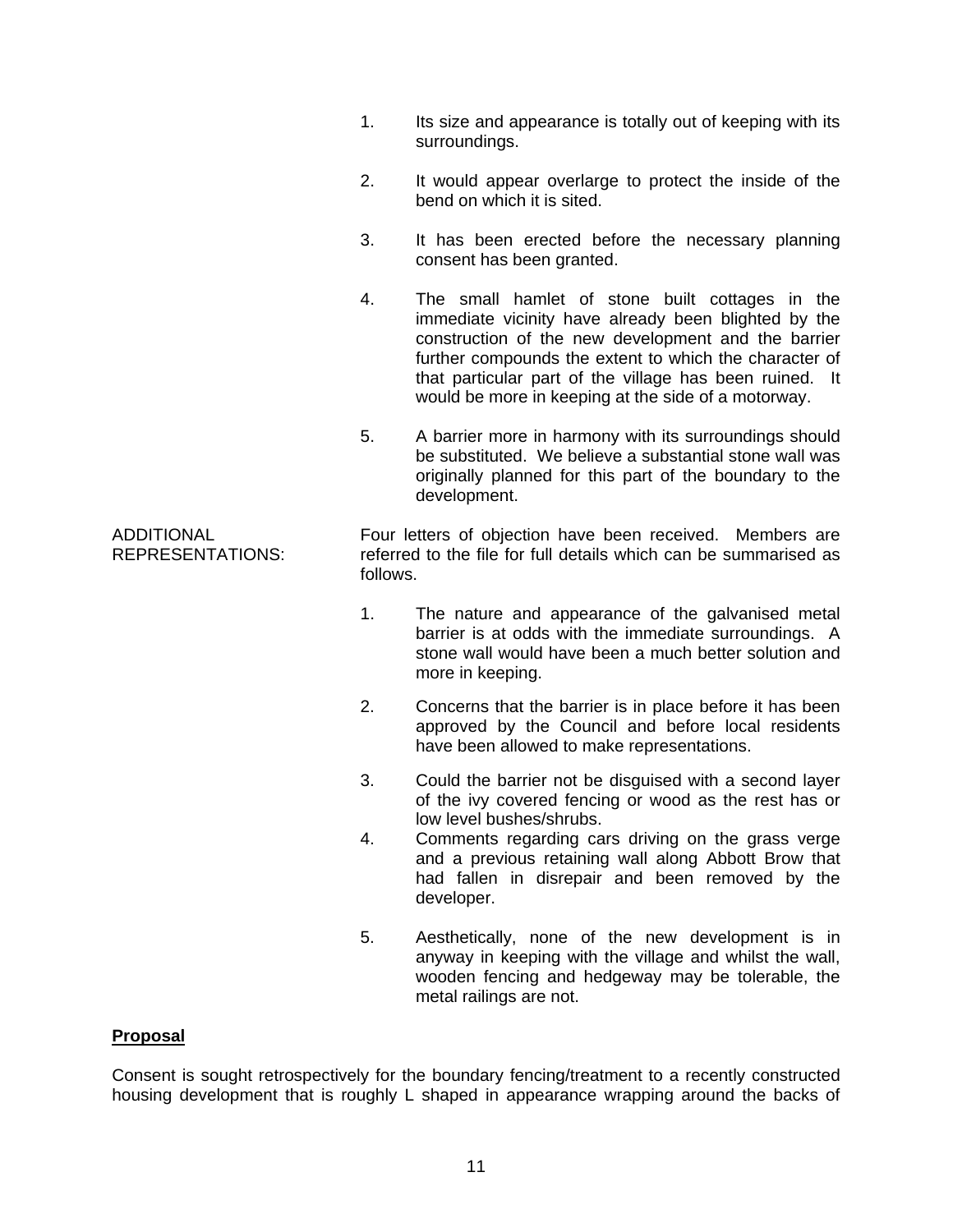1. Its size and appearance is totally out of keeping with its surroundings.

2. It would appear overlarge to protect the inside of the bend on which it is sited.

3. It has been erected before the necessary planning consent has been granted.

4. The small hamlet of stone built cottages in the immediate vicinity have already been blighted by the construction of the new development and the barrier further compounds the extent to which the character of that particular part of the village has been ruined. It would be more in keeping at the side of a motorway.

5. A barrier more in harmony with its surroundings should be substituted. We believe a substantial stone wall was originally planned for this part of the boundary to the development.

ADDITIONAL REPRESENTATIONS: Four letters of objection have been received. Members are referred to the file for full details which can be summarised as follows.

1. The nature and appearance of the galvanised metal barrier is at odds with the immediate surroundings. A stone wall would have been a much better solution and more in keeping.

2. Concerns that the barrier is in place before it has been approved by the Council and before local residents have been allowed to make representations.

3. Could the barrier not be disguised with a second layer of the ivy covered fencing or wood as the rest has or low level bushes/shrubs.

4. Comments regarding cars driving on the grass verge and a previous retaining wall along Abbott Brow that had fallen in disrepair and been removed by the developer.

5. Aesthetically, none of the new development is in anyway in keeping with the village and whilst the wall, wooden fencing and hedgeway may be tolerable, the metal railings are not.

**Proposal**

Consent is sought retrospectively for the boundary fencing/treatment to a recently constructed housing development that is roughly L shaped in appearance wrapping around the backs of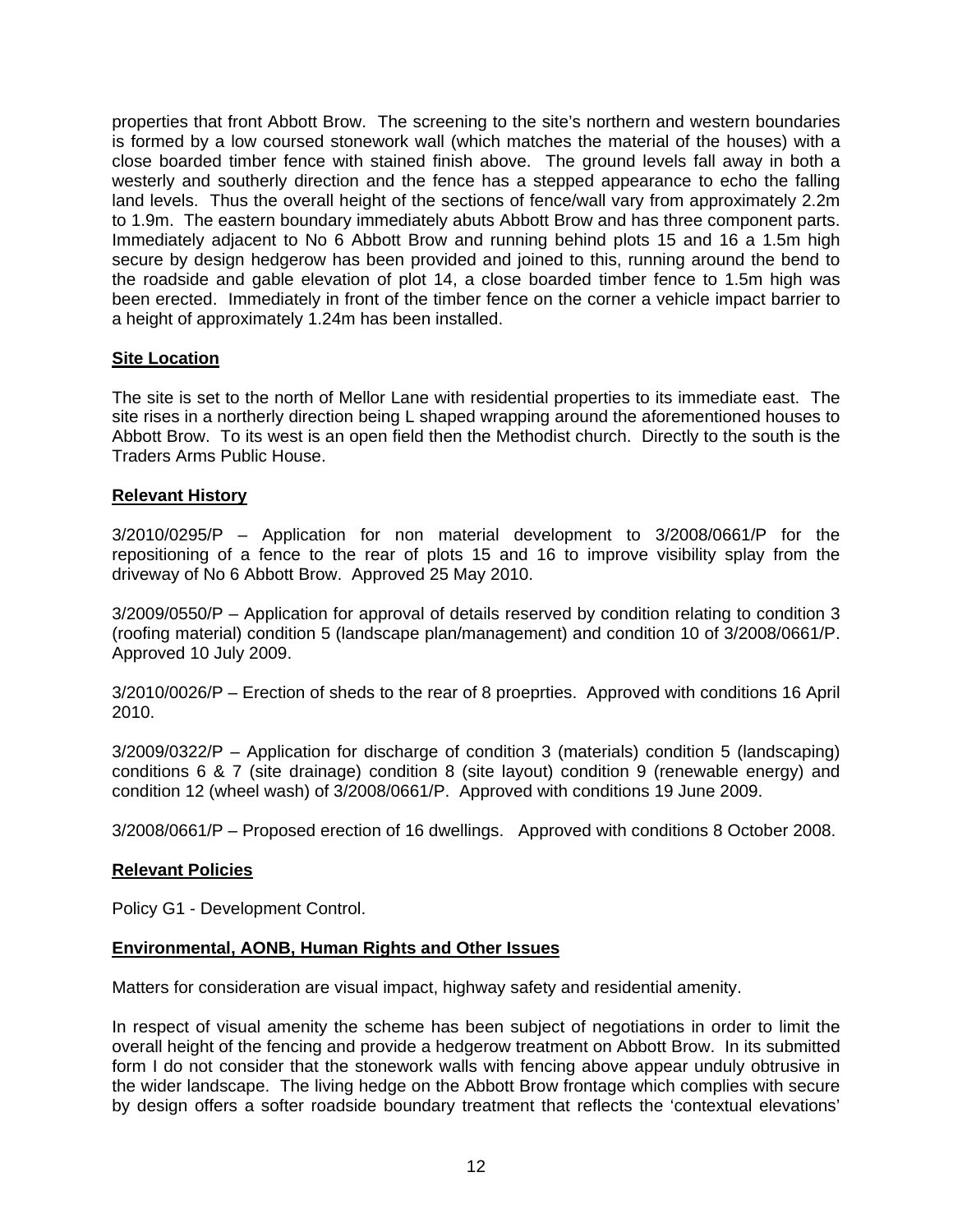properties that front Abbott Brow. The screening to the site's northern and western boundaries is formed by a low coursed stonework wall (which matches the material of the houses) with a close boarded timber fence with stained finish above. The ground levels fall away in both a westerly and southerly direction and the fence has a stepped appearance to echo the falling land levels. Thus the overall height of the sections of fence/wall vary from approximately 2.2m to 1.9m. The eastern boundary immediately abuts Abbott Brow and has three component parts. Immediately adjacent to No 6 Abbott Brow and running behind plots 15 and 16 a 1.5m high secure by design hedgerow has been provided and joined to this, running around the bend to the roadside and gable elevation of plot 14, a close boarded timber fence to 1.5m high was been erected. Immediately in front of the timber fence on the corner a vehicle impact barrier to a height of approximately 1.24m has been installed.

**Site Location**

The site is set to the north of Mellor Lane with residential properties to its immediate east. The site rises in a northerly direction being L shaped wrapping around the aforementioned houses to Abbott Brow. To its west is an open field then the Methodist church. Directly to the south is the Traders Arms Public House.

**Relevant History**

3/2010/0295/P – Application for non material development to 3/2008/0661/P for the repositioning of a fence to the rear of plots 15 and 16 to improve visibility splay from the driveway of No 6 Abbott Brow. Approved 25 May 2010.

3/2009/0550/P – Application for approval of details reserved by condition relating to condition 3 (roofing material) condition 5 (landscape plan/management) and condition 10 of 3/2008/0661/P. Approved 10 July 2009.

3/2010/0026/P – Erection of sheds to the rear of 8 proeprties. Approved with conditions 16 April 2010.

3/2009/0322/P – Application for discharge of condition 3 (materials) condition 5 (landscaping) conditions 6 & 7 (site drainage) condition 8 (site layout) condition 9 (renewable energy) and condition 12 (wheel wash) of 3/2008/0661/P. Approved with conditions 19 June 2009.

3/2008/0661/P – Proposed erection of 16 dwellings. Approved with conditions 8 October 2008.

**Relevant Policies**

Policy G1 - Development Control.

**Environmental, AONB, Human Rights and Other Issues**

Matters for consideration are visual impact, highway safety and residential amenity.

In respect of visual amenity the scheme has been subject of negotiations in order to limit the overall height of the fencing and provide a hedgerow treatment on Abbott Brow. In its submitted form I do not consider that the stonework walls with fencing above appear unduly obtrusive in the wider landscape. The living hedge on the Abbott Brow frontage which complies with secure by design offers a softer roadside boundary treatment that reflects the 'contextual elevations'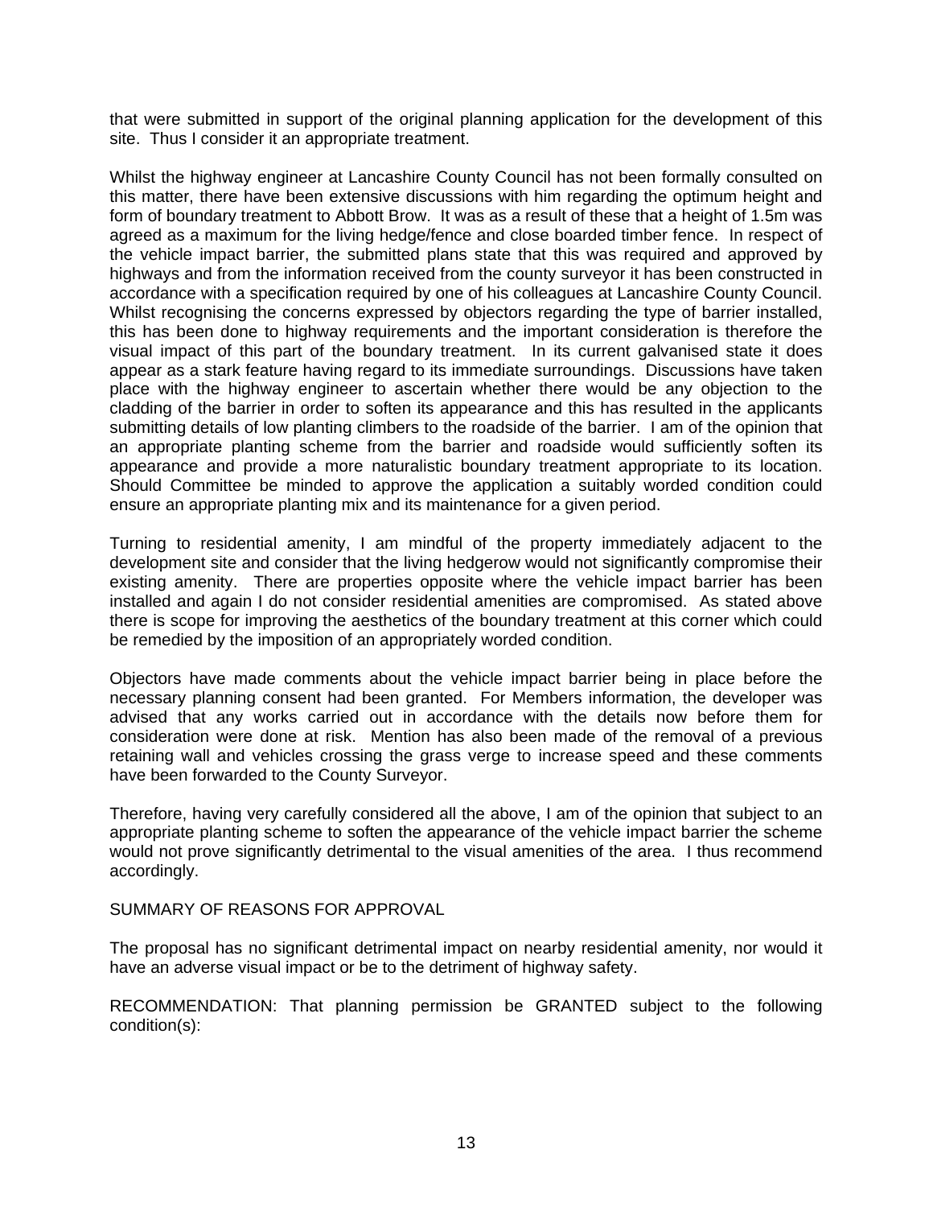that were submitted in support of the original planning application for the development of this site. Thus I consider it an appropriate treatment.

Whilst the highway engineer at Lancashire County Council has not been formally consulted on this matter, there have been extensive discussions with him regarding the optimum height and form of boundary treatment to Abbott Brow. It was as a result of these that a height of 1.5m was agreed as a maximum for the living hedge/fence and close boarded timber fence. In respect of the vehicle impact barrier, the submitted plans state that this was required and approved by highways and from the information received from the county surveyor it has been constructed in accordance with a specification required by one of his colleagues at Lancashire County Council. Whilst recognising the concerns expressed by objectors regarding the type of barrier installed, this has been done to highway requirements and the important consideration is therefore the visual impact of this part of the boundary treatment. In its current galvanised state it does appear as a stark feature having regard to its immediate surroundings. Discussions have taken place with the highway engineer to ascertain whether there would be any objection to the cladding of the barrier in order to soften its appearance and this has resulted in the applicants submitting details of low planting climbers to the roadside of the barrier. I am of the opinion that an appropriate planting scheme from the barrier and roadside would sufficiently soften its appearance and provide a more naturalistic boundary treatment appropriate to its location. Should Committee be minded to approve the application a suitably worded condition could ensure an appropriate planting mix and its maintenance for a given period.

Turning to residential amenity, I am mindful of the property immediately adjacent to the development site and consider that the living hedgerow would not significantly compromise their existing amenity. There are properties opposite where the vehicle impact barrier has been installed and again I do not consider residential amenities are compromised. As stated above there is scope for improving the aesthetics of the boundary treatment at this corner which could be remedied by the imposition of an appropriately worded condition.

Objectors have made comments about the vehicle impact barrier being in place before the necessary planning consent had been granted. For Members information, the developer was advised that any works carried out in accordance with the details now before them for consideration were done at risk. Mention has also been made of the removal of a previous retaining wall and vehicles crossing the grass verge to increase speed and these comments have been forwarded to the County Surveyor.

Therefore, having very carefully considered all the above, I am of the opinion that subject to an appropriate planting scheme to soften the appearance of the vehicle impact barrier the scheme would not prove significantly detrimental to the visual amenities of the area. I thus recommend accordingly.

SUMMARY OF REASONS FOR APPROVAL

The proposal has no significant detrimental impact on nearby residential amenity, nor would it have an adverse visual impact or be to the detriment of highway safety.

RECOMMENDATION: That planning permission be GRANTED subject to the following condition(s):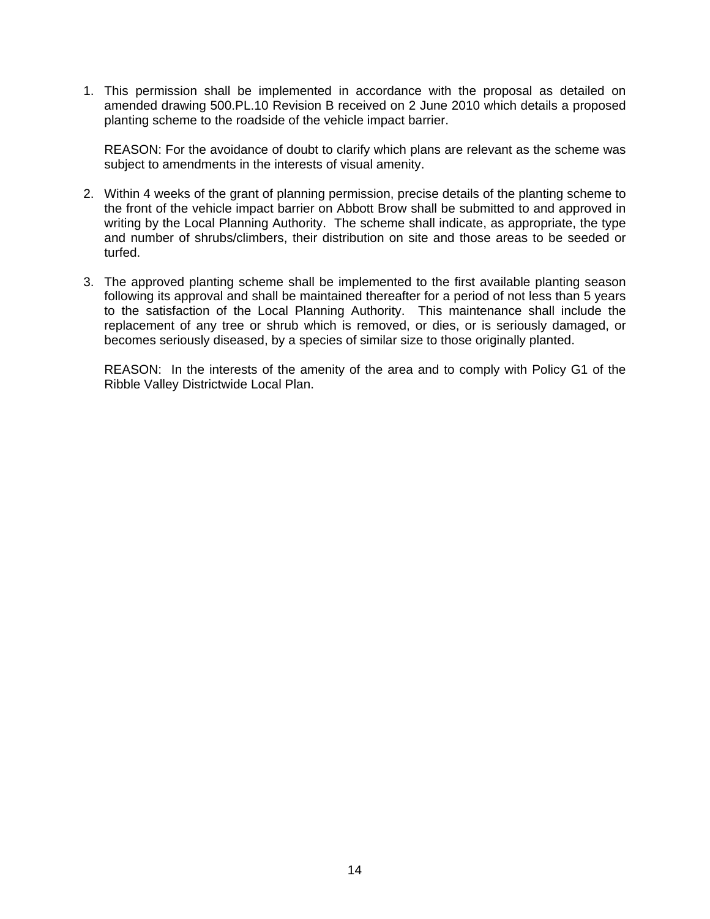1. This permission shall be implemented in accordance with the proposal as detailed on amended drawing 500.PL.10 Revision B received on 2 June 2010 which details a proposed planting scheme to the roadside of the vehicle impact barrier.

   REASON: For the avoidance of doubt to clarify which plans are relevant as the scheme was subject to amendments in the interests of visual amenity.

2. Within 4 weeks of the grant of planning permission, precise details of the planting scheme to the front of the vehicle impact barrier on Abbott Brow shall be submitted to and approved in writing by the Local Planning Authority. The scheme shall indicate, as appropriate, the type and number of shrubs/climbers, their distribution on site and those areas to be seeded or turfed.

3. The approved planting scheme shall be implemented to the first available planting season following its approval and shall be maintained thereafter for a period of not less than 5 years to the satisfaction of the Local Planning Authority. This maintenance shall include the replacement of any tree or shrub which is removed, or dies, or is seriously damaged, or becomes seriously diseased, by a species of similar size to those originally planted.

   REASON: In the interests of the amenity of the area and to comply with Policy G1 of the Ribble Valley Districtwide Local Plan.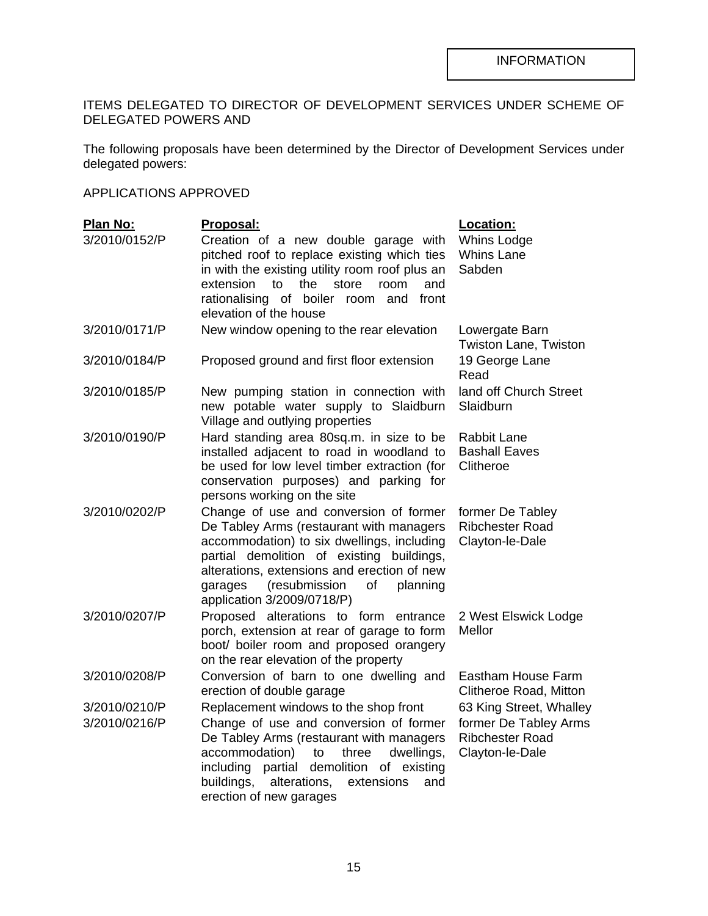INFORMATION

ITEMS DELEGATED TO DIRECTOR OF DEVELOPMENT SERVICES UNDER SCHEME OF DELEGATED POWERS AND

The following proposals have been determined by the Director of Development Services under delegated powers:

APPLICATIONS APPROVED

| Plan No: | Proposal: | Location: |
|---|---|---|
| 3/2010/0152/P | Creation of a new double garage with pitched roof to replace existing which ties in with the existing utility room roof plus an extension to the store room and rationalising of boiler room and front elevation of the house | Whins Lodge<br>Whins Lane<br>Sabden |
| 3/2010/0171/P | New window opening to the rear elevation | Lowergate Barn<br>Twiston Lane, Twiston |
| 3/2010/0184/P | Proposed ground and first floor extension | 19 George Lane<br>Read |
| 3/2010/0185/P | New pumping station in connection with new potable water supply to Slaidburn Village and outlying properties | land off Church Street<br>Slaidburn |
| 3/2010/0190/P | Hard standing area 80sq.m. in size to be installed adjacent to road in woodland to be used for low level timber extraction (for conservation purposes) and parking for persons working on the site | Rabbit Lane<br>Bashall Eaves<br>Clitheroe |
| 3/2010/0202/P | Change of use and conversion of former De Tabley Arms (restaurant with managers accommodation) to six dwellings, including partial demolition of existing buildings, alterations, extensions and erection of new garages (resubmission of planning application 3/2009/0718/P) | former De Tabley<br>Ribchester Road<br>Clayton-le-Dale |
| 3/2010/0207/P | Proposed alterations to form entrance porch, extension at rear of garage to form boot/ boiler room and proposed orangery on the rear elevation of the property | 2 West Elswick Lodge<br>Mellor |
| 3/2010/0208/P | Conversion of barn to one dwelling and erection of double garage | Eastham House Farm<br>Clitheroe Road, Mitton |
| 3/2010/0210/P | Replacement windows to the shop front | 63 King Street, Whalley |
| 3/2010/0216/P | Change of use and conversion of former De Tabley Arms (restaurant with managers accommodation) to three dwellings, including partial demolition of existing buildings, alterations, extensions and erection of new garages | former De Tabley Arms<br>Ribchester Road<br>Clayton-le-Dale |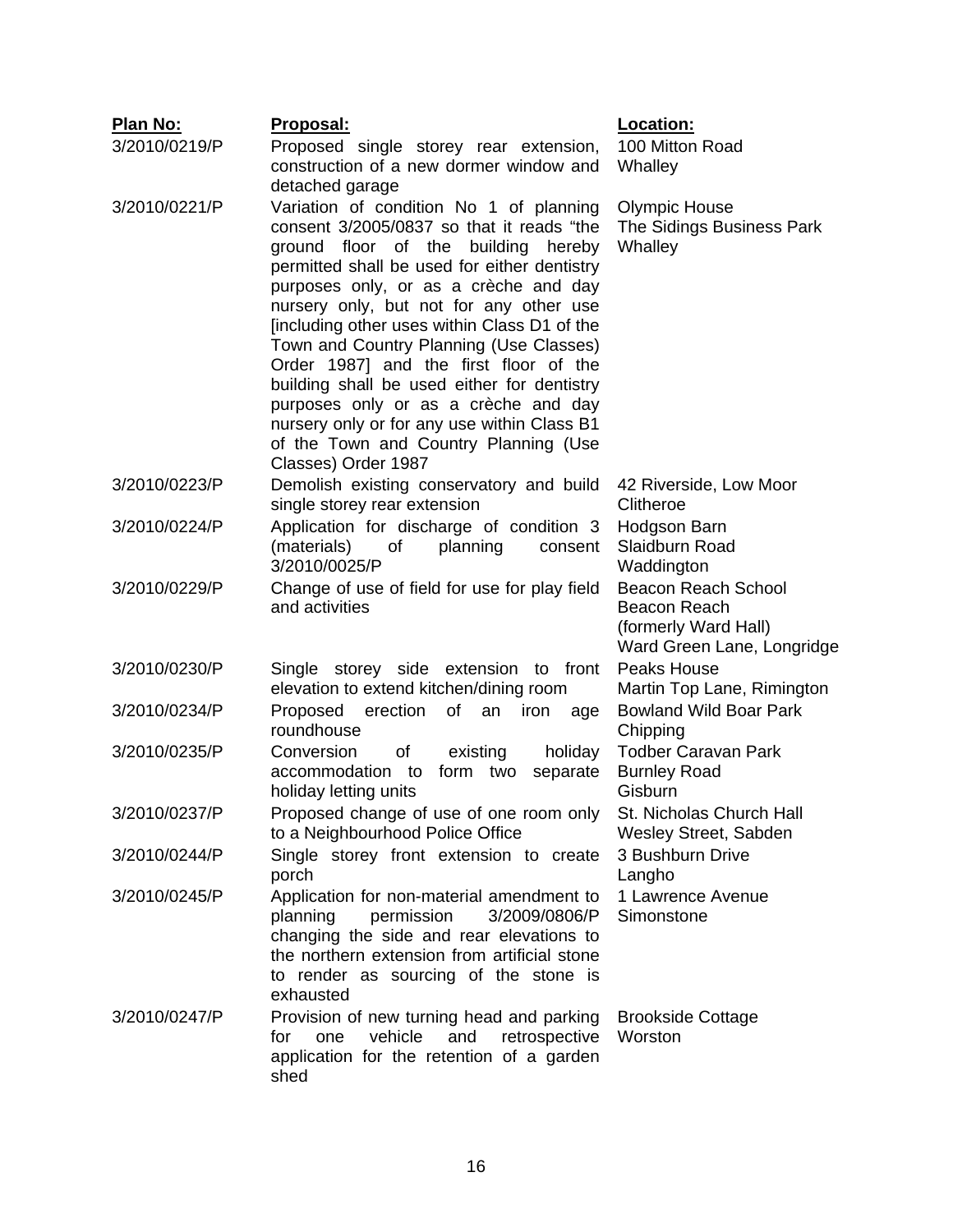| Plan No: | Proposal: | Location: |
|---|---|---|
| 3/2010/0219/P | Proposed single storey rear extension, construction of a new dormer window and detached garage | 100 Mitton Road Whalley |
| 3/2010/0221/P | Variation of condition No 1 of planning consent 3/2005/0837 so that it reads "the ground floor of the building hereby permitted shall be used for either dentistry purposes only, or as a crèche and day nursery only, but not for any other use [including other uses within Class D1 of the Town and Country Planning (Use Classes) Order 1987] and the first floor of the building shall be used either for dentistry purposes only or as a crèche and day nursery only or for any use within Class B1 of the Town and Country Planning (Use Classes) Order 1987 | Olympic House The Sidings Business Park Whalley |
| 3/2010/0223/P | Demolish existing conservatory and build single storey rear extension | 42 Riverside, Low Moor Clitheroe |
| 3/2010/0224/P | Application for discharge of condition 3 (materials) of planning consent 3/2010/0025/P | Hodgson Barn Slaidburn Road Waddington |
| 3/2010/0229/P | Change of use of field for use for play field and activities | Beacon Reach School Beacon Reach (formerly Ward Hall) Ward Green Lane, Longridge |
| 3/2010/0230/P | Single storey side extension to front elevation to extend kitchen/dining room | Peaks House Martin Top Lane, Rimington |
| 3/2010/0234/P | Proposed erection of an iron age roundhouse | Bowland Wild Boar Park Chipping |
| 3/2010/0235/P | Conversion of existing holiday accommodation to form two separate holiday letting units | Todber Caravan Park Burnley Road Gisburn |
| 3/2010/0237/P | Proposed change of use of one room only to a Neighbourhood Police Office | St. Nicholas Church Hall Wesley Street, Sabden |
| 3/2010/0244/P | Single storey front extension to create porch | 3 Bushburn Drive Langho |
| 3/2010/0245/P | Application for non-material amendment to planning permission 3/2009/0806/P changing the side and rear elevations to the northern extension from artificial stone to render as sourcing of the stone is exhausted | 1 Lawrence Avenue Simonstone |
| 3/2010/0247/P | Provision of new turning head and parking for one vehicle and retrospective application for the retention of a garden shed | Brookside Cottage Worston |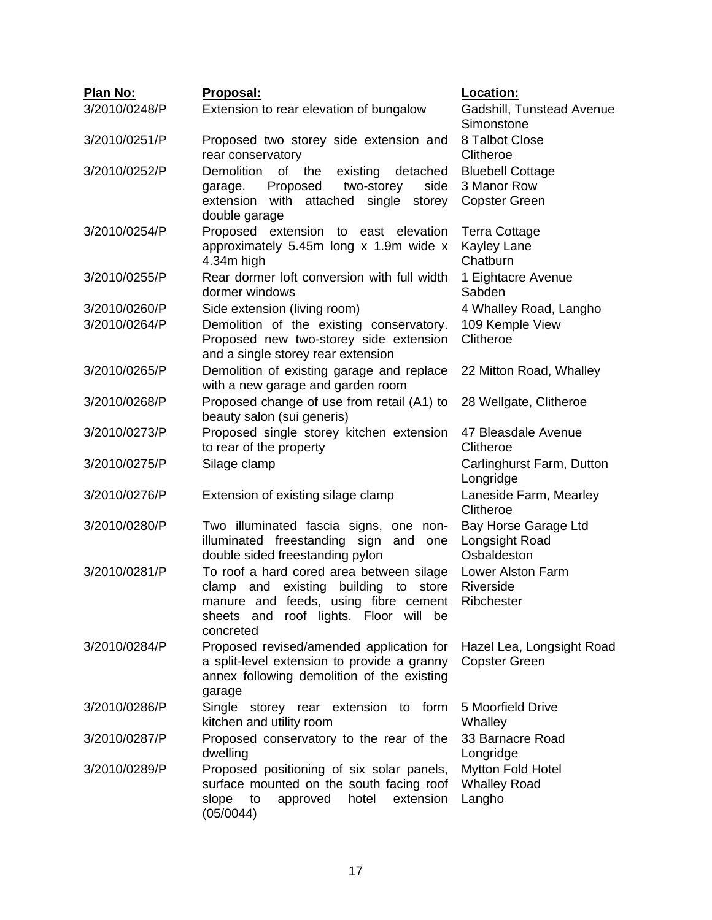| Plan No: | Proposal: | Location: |
| --- | --- | --- |
| 3/2010/0248/P | Extension to rear elevation of bungalow | Gadshill, Tunstead Avenue Simonstone |
| 3/2010/0251/P | Proposed two storey side extension and rear conservatory | 8 Talbot Close Clitheroe |
| 3/2010/0252/P | Demolition of the existing detached garage. Proposed two-storey side extension with attached single storey double garage | Bluebell Cottage 3 Manor Row Copster Green |
| 3/2010/0254/P | Proposed extension to east elevation approximately 5.45m long x 1.9m wide x 4.34m high | Terra Cottage Kayley Lane Chatburn |
| 3/2010/0255/P | Rear dormer loft conversion with full width dormer windows | 1 Eightacre Avenue Sabden |
| 3/2010/0260/P | Side extension (living room) | 4 Whalley Road, Langho |
| 3/2010/0264/P | Demolition of the existing conservatory. Proposed new two-storey side extension and a single storey rear extension | 109 Kemple View Clitheroe |
| 3/2010/0265/P | Demolition of existing garage and replace with a new garage and garden room | 22 Mitton Road, Whalley |
| 3/2010/0268/P | Proposed change of use from retail (A1) to beauty salon (sui generis) | 28 Wellgate, Clitheroe |
| 3/2010/0273/P | Proposed single storey kitchen extension to rear of the property | 47 Bleasdale Avenue Clitheroe |
| 3/2010/0275/P | Silage clamp | Carlinghurst Farm, Dutton Longridge |
| 3/2010/0276/P | Extension of existing silage clamp | Laneside Farm, Mearley Clitheroe |
| 3/2010/0280/P | Two illuminated fascia signs, one non-illuminated freestanding sign and one double sided freestanding pylon | Bay Horse Garage Ltd Longsight Road Osbaldeston |
| 3/2010/0281/P | To roof a hard cored area between silage clamp and existing building to store manure and feeds, using fibre cement sheets and roof lights. Floor will be concreted | Lower Alston Farm Riverside Ribchester |
| 3/2010/0284/P | Proposed revised/amended application for a split-level extension to provide a granny annex following demolition of the existing garage | Hazel Lea, Longsight Road Copster Green |
| 3/2010/0286/P | Single storey rear extension to form kitchen and utility room | 5 Moorfield Drive Whalley |
| 3/2010/0287/P | Proposed conservatory to the rear of the dwelling | 33 Barnacre Road Longridge |
| 3/2010/0289/P | Proposed positioning of six solar panels, surface mounted on the south facing roof slope to approved hotel extension (05/0044) | Mytton Fold Hotel Whalley Road Langho |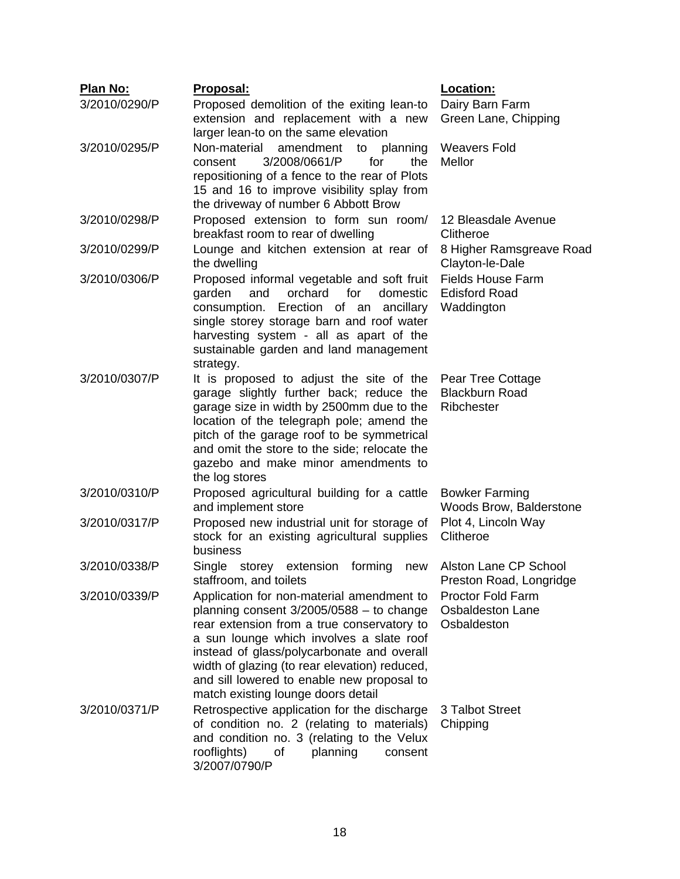| Plan No: | Proposal: | Location: |
|---|---|---|
| 3/2010/0290/P | Proposed demolition of the exiting lean-to extension and replacement with a new larger lean-to on the same elevation | Dairy Barn Farm Green Lane, Chipping |
| 3/2010/0295/P | Non-material amendment to planning consent 3/2008/0661/P for the repositioning of a fence to the rear of Plots 15 and 16 to improve visibility splay from the driveway of number 6 Abbott Brow | Weavers Fold Mellor |
| 3/2010/0298/P | Proposed extension to form sun room/ breakfast room to rear of dwelling | 12 Bleasdale Avenue Clitheroe |
| 3/2010/0299/P | Lounge and kitchen extension at rear of the dwelling | 8 Higher Ramsgreave Road Clayton-le-Dale |
| 3/2010/0306/P | Proposed informal vegetable and soft fruit garden and orchard for domestic consumption. Erection of an ancillary single storey storage barn and roof water harvesting system - all as apart of the sustainable garden and land management strategy. | Fields House Farm Edisford Road Waddington |
| 3/2010/0307/P | It is proposed to adjust the site of the garage slightly further back; reduce the garage size in width by 2500mm due to the location of the telegraph pole; amend the pitch of the garage roof to be symmetrical and omit the store to the side; relocate the gazebo and make minor amendments to the log stores | Pear Tree Cottage Blackburn Road Ribchester |
| 3/2010/0310/P | Proposed agricultural building for a cattle and implement store | Bowker Farming Woods Brow, Balderstone |
| 3/2010/0317/P | Proposed new industrial unit for storage of stock for an existing agricultural supplies business | Plot 4, Lincoln Way Clitheroe |
| 3/2010/0338/P | Single storey extension forming new staffroom, and toilets | Alston Lane CP School Preston Road, Longridge |
| 3/2010/0339/P | Application for non-material amendment to planning consent 3/2005/0588 – to change rear extension from a true conservatory to a sun lounge which involves a slate roof instead of glass/polycarbonate and overall width of glazing (to rear elevation) reduced, and sill lowered to enable new proposal to match existing lounge doors detail | Proctor Fold Farm Osbaldeston Lane Osbaldeston |
| 3/2010/0371/P | Retrospective application for the discharge of condition no. 2 (relating to materials) and condition no. 3 (relating to the Velux rooflights) of planning consent 3/2007/0790/P | 3 Talbot Street Chipping |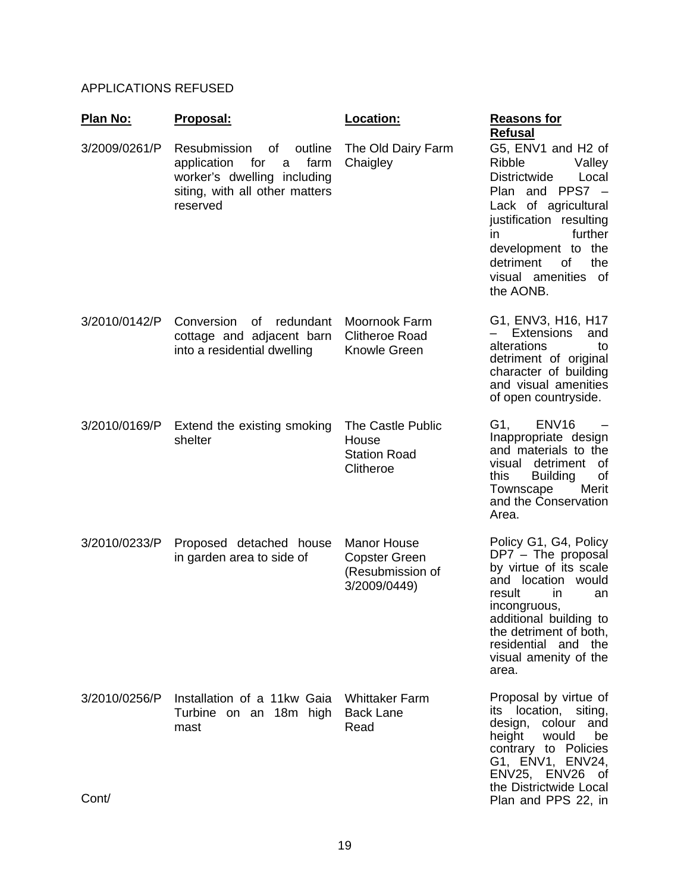APPLICATIONS REFUSED

| Plan No: | Proposal: | Location: | Reasons for Refusal |
|---|---|---|---|
| 3/2009/0261/P | Resubmission of outline application for a farm worker's dwelling including siting, with all other matters reserved | The Old Dairy Farm Chaigley | G5, ENV1 and H2 of Ribble Valley Districtwide Local Plan and PPS7 – Lack of agricultural justification resulting in further development to the detriment of the visual amenities of the AONB. |
| 3/2010/0142/P | Conversion of redundant cottage and adjacent barn into a residential dwelling | Moornook Farm Clitheroe Road Knowle Green | G1, ENV3, H16, H17 – Extensions and alterations to detriment of original character of building and visual amenities of open countryside. |
| 3/2010/0169/P | Extend the existing smoking shelter | The Castle Public House Station Road Clitheroe | G1, ENV16 – Inappropriate design and materials to the visual detriment of this Building of Townscape Merit and the Conservation Area. |
| 3/2010/0233/P | Proposed detached house in garden area to side of | Manor House Copster Green (Resubmission of 3/2009/0449) | Policy G1, G4, Policy DP7 – The proposal by virtue of its scale and location would result in an incongruous, additional building to the detriment of both, residential and the visual amenity of the area. |
| 3/2010/0256/P | Installation of a 11kw Gaia Turbine on an 18m high mast | Whittaker Farm Back Lane Read | Proposal by virtue of its location, siting, design, colour and height would be contrary to Policies G1, ENV1, ENV24, ENV25, ENV26 of the Districtwide Local Plan and PPS 22, in |

Cont/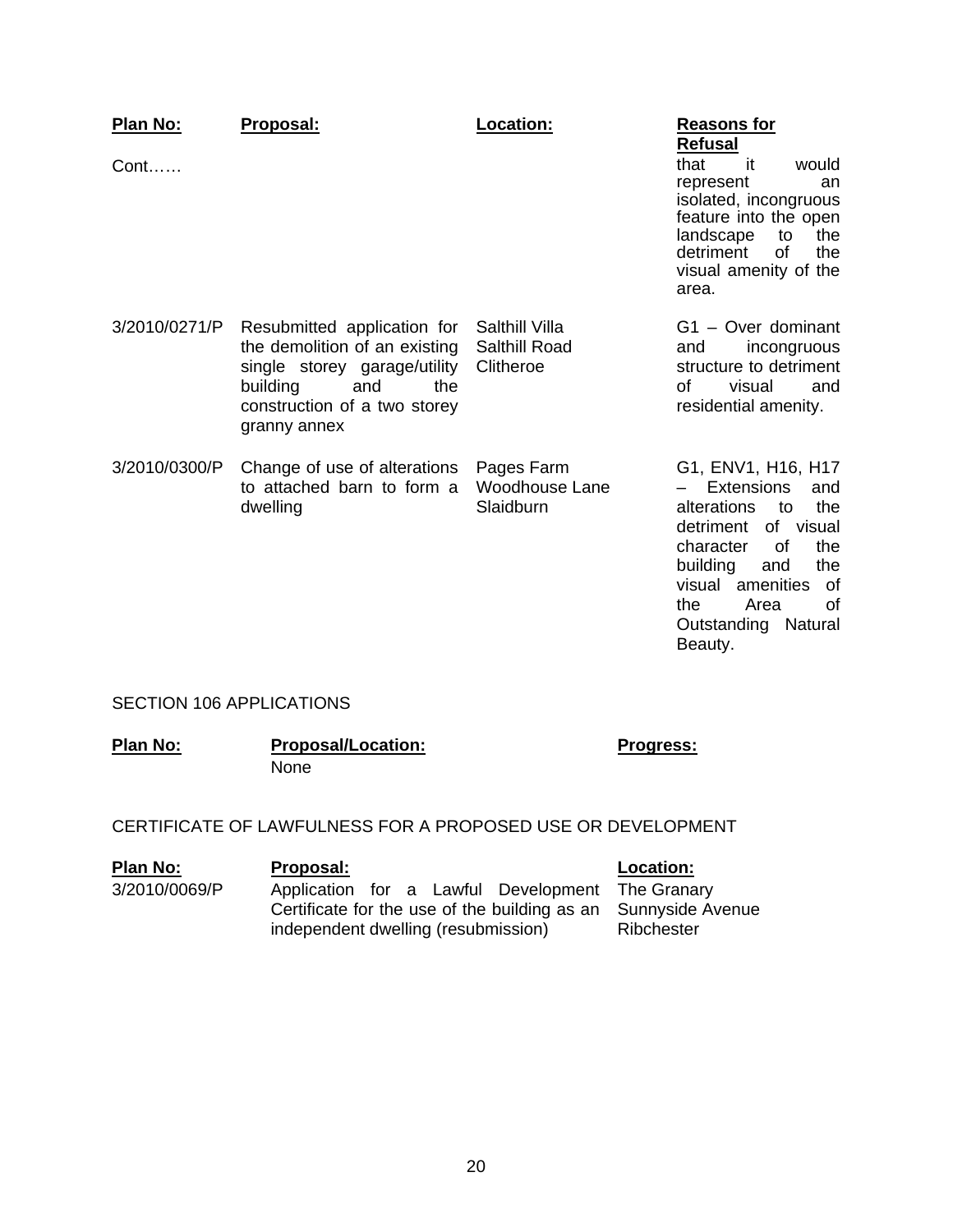| Plan No: | Proposal: | Location: | Reasons for Refusal |
|---|---|---|---|
| Cont…… | | | that it would represent an isolated, incongruous feature into the open landscape to the detriment of the visual amenity of the area. |
| 3/2010/0271/P | Resubmitted application for the demolition of an existing single storey garage/utility building and the construction of a two storey granny annex | Salthill Villa Salthill Road Clitheroe | G1 – Over dominant and incongruous structure to detriment of visual and residential amenity. |
| 3/2010/0300/P | Change of use of alterations to attached barn to form a dwelling | Pages Farm Woodhouse Lane Slaidburn | G1, ENV1, H16, H17 – Extensions and alterations to the detriment of visual character of the building and the visual amenities of the Area of Outstanding Natural Beauty. |

SECTION 106 APPLICATIONS

| Plan No: | Proposal/Location: | Progress: |
|---|---|---|
| | None | |

CERTIFICATE OF LAWFULNESS FOR A PROPOSED USE OR DEVELOPMENT

| Plan No: | Proposal: | Location: |
|---|---|---|
| 3/2010/0069/P | Application for a Lawful Development Certificate for the use of the building as an independent dwelling (resubmission) | The Granary Sunnyside Avenue Ribchester |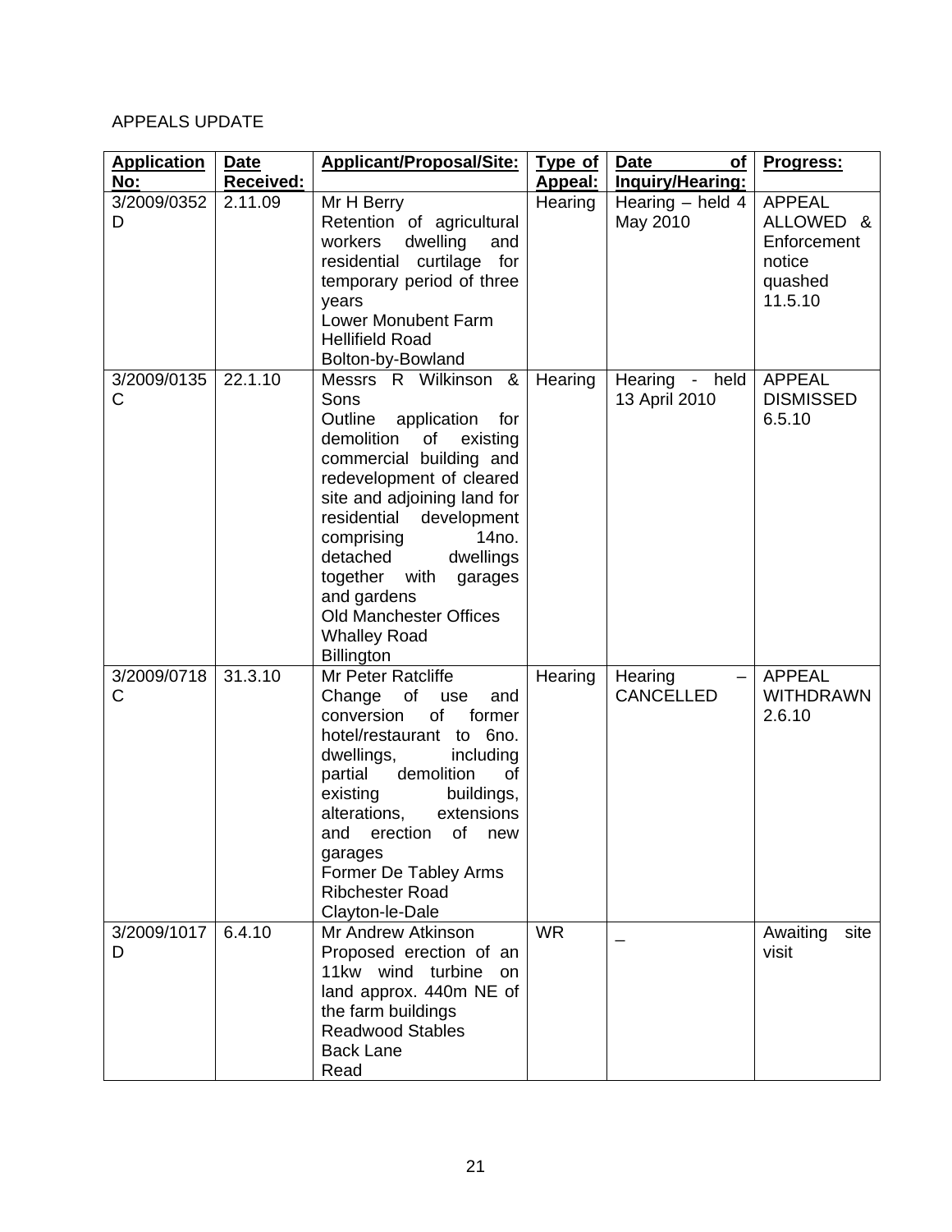APPEALS UPDATE

| Application No: | Date Received: | Applicant/Proposal/Site: | Type of Appeal: | Date of Inquiry/Hearing: | Progress: |
|---|---|---|---|---|---|
| 3/2009/0352D | 2.11.09 | Mr H Berry<br>Retention of agricultural workers dwelling and residential curtilage for temporary period of three years<br>Lower Monubent Farm<br>Hellifield Road<br>Bolton-by-Bowland | Hearing | Hearing – held 4 May 2010 | APPEAL ALLOWED & Enforcement notice quashed 11.5.10 |
| 3/2009/0135C | 22.1.10 | Messrs R Wilkinson & Sons<br>Outline application for demolition of existing commercial building and redevelopment of cleared site and adjoining land for residential development comprising 14no. detached dwellings together with garages and gardens<br>Old Manchester Offices<br>Whalley Road<br>Billington | Hearing | Hearing - held 13 April 2010 | APPEAL DISMISSED 6.5.10 |
| 3/2009/0718C | 31.3.10 | Mr Peter Ratcliffe<br>Change of use and conversion of former hotel/restaurant to 6no. dwellings, including partial demolition of existing buildings, alterations, extensions and erection of new garages<br>Former De Tabley Arms<br>Ribchester Road<br>Clayton-le-Dale | Hearing | Hearing – CANCELLED | APPEAL WITHDRAWN 2.6.10 |
| 3/2009/1017D | 6.4.10 | Mr Andrew Atkinson<br>Proposed erection of an 11kw wind turbine on land approx. 440m NE of the farm buildings<br>Readwood Stables<br>Back Lane<br>Read | WR | – | Awaiting site visit |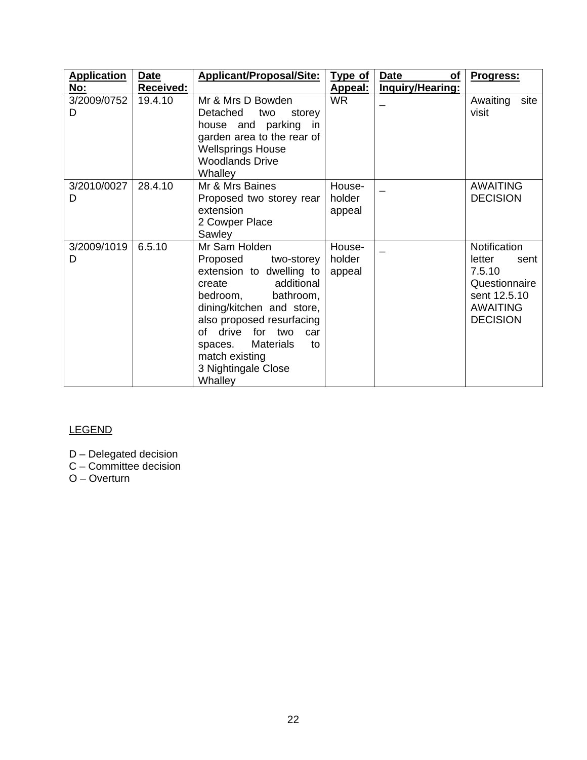| Application No: | Date Received: | Applicant/Proposal/Site: | Type of Appeal: | Date of Inquiry/Hearing: | Progress: |
|---|---|---|---|---|---|
| 3/2009/0752 D | 19.4.10 | Mr & Mrs D Bowden<br>Detached two storey house and parking in garden area to the rear of Wellsprings House<br>Woodlands Drive<br>Whalley | WR | _ | Awaiting site visit |
| 3/2010/0027 D | 28.4.10 | Mr & Mrs Baines<br>Proposed two storey rear extension<br>2 Cowper Place<br>Sawley | House-holder appeal | _ | AWAITING DECISION |
| 3/2009/1019 D | 6.5.10 | Mr Sam Holden<br>Proposed two-storey extension to dwelling to create additional bedroom, bathroom, dining/kitchen and store, also proposed resurfacing of drive for two car spaces. Materials to match existing<br>3 Nightingale Close<br>Whalley | House-holder appeal | _ | Notification letter sent 7.5.10<br>Questionnaire sent 12.5.10<br>AWAITING DECISION |

<u>LEGEND</u>

D – Delegated decision
C – Committee decision
O – Overturn